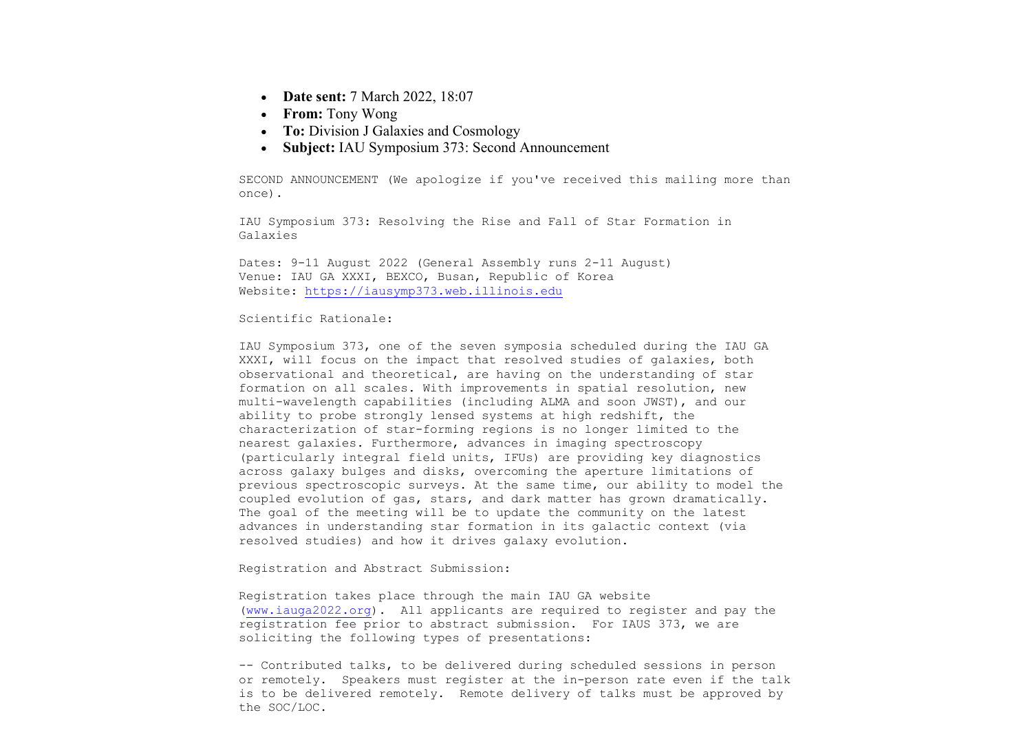- **Date sent:** 7 March 2022, 18:07
- **From:** Tony Wong
- **To:** Division J Galaxies and Cosmology
- **Subject:** IAU Symposium 373: Second Announcement

SECOND ANNOUNCEMENT (We apologize if you've received this mailing more than once).

IAU Symposium 373: Resolving the Rise and Fall of Star Formation in Galaxies

Dates: 9-11 August 2022 (General Assembly runs 2-11 August)
Venue: IAU GA XXXI, BEXCO, Busan, Republic of Korea
Website: https://iausymp373.web.illinois.edu

Scientific Rationale:

IAU Symposium 373, one of the seven symposia scheduled during the IAU GA XXXI, will focus on the impact that resolved studies of galaxies, both observational and theoretical, are having on the understanding of star formation on all scales. With improvements in spatial resolution, new multi-wavelength capabilities (including ALMA and soon JWST), and our ability to probe strongly lensed systems at high redshift, the characterization of star-forming regions is no longer limited to the nearest galaxies. Furthermore, advances in imaging spectroscopy (particularly integral field units, IFUs) are providing key diagnostics across galaxy bulges and disks, overcoming the aperture limitations of previous spectroscopic surveys. At the same time, our ability to model the coupled evolution of gas, stars, and dark matter has grown dramatically. The goal of the meeting will be to update the community on the latest advances in understanding star formation in its galactic context (via resolved studies) and how it drives galaxy evolution.

Registration and Abstract Submission:

Registration takes place through the main IAU GA website (www.iauga2022.org). All applicants are required to register and pay the registration fee prior to abstract submission. For IAUS 373, we are soliciting the following types of presentations:

-- Contributed talks, to be delivered during scheduled sessions in person or remotely. Speakers must register at the in-person rate even if the talk is to be delivered remotely. Remote delivery of talks must be approved by the SOC/LOC.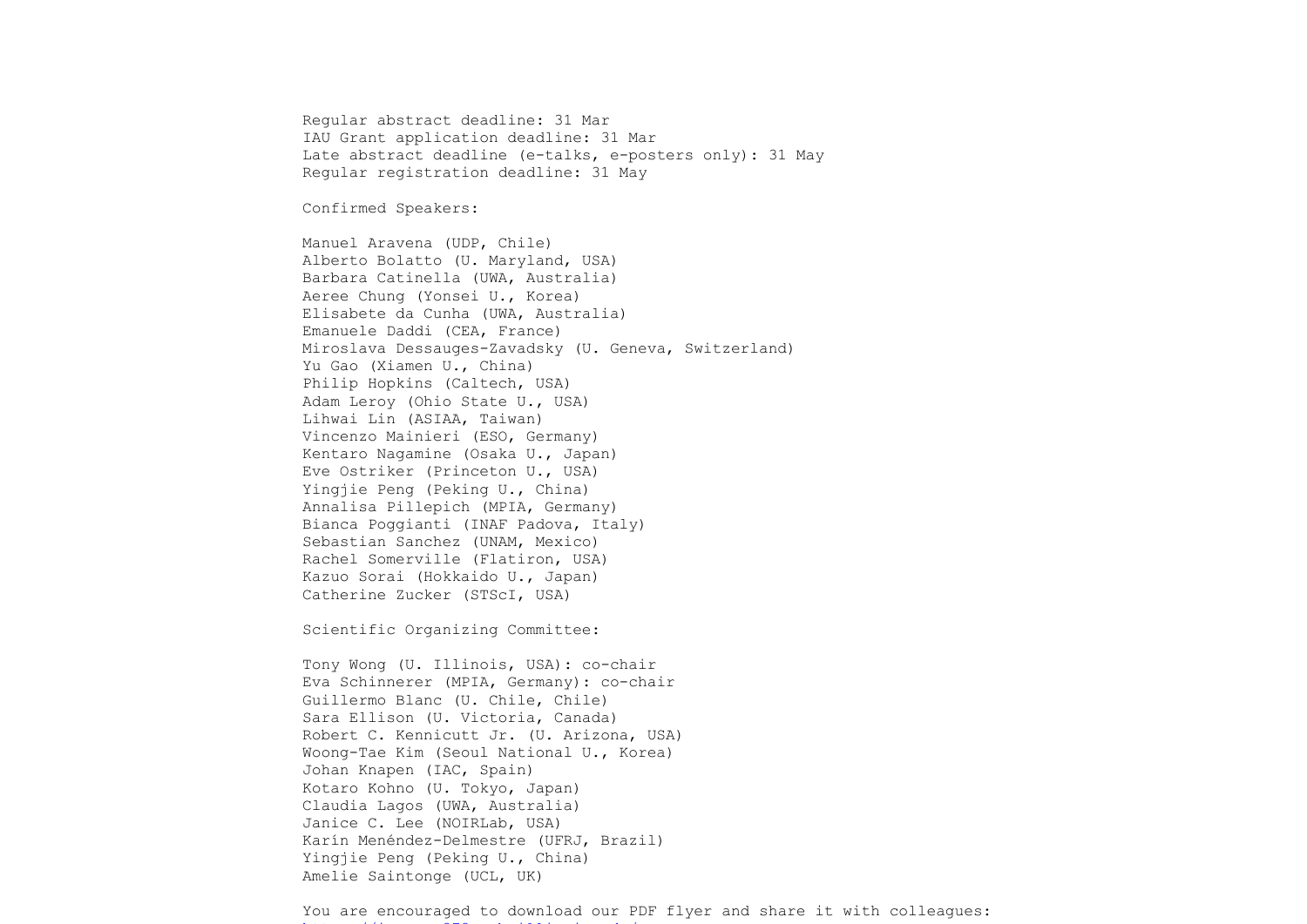Regular abstract deadline: 31 Mar
IAU Grant application deadline: 31 Mar
Late abstract deadline (e-talks, e-posters only): 31 May
Regular registration deadline: 31 May

Confirmed Speakers:

Manuel Aravena (UDP, Chile)
Alberto Bolatto (U. Maryland, USA)
Barbara Catinella (UWA, Australia)
Aeree Chung (Yonsei U., Korea)
Elisabete da Cunha (UWA, Australia)
Emanuele Daddi (CEA, France)
Miroslava Dessauges-Zavadsky (U. Geneva, Switzerland)
Yu Gao (Xiamen U., China)
Philip Hopkins (Caltech, USA)
Adam Leroy (Ohio State U., USA)
Lihwai Lin (ASIAA, Taiwan)
Vincenzo Mainieri (ESO, Germany)
Kentaro Nagamine (Osaka U., Japan)
Eve Ostriker (Princeton U., USA)
Yingjie Peng (Peking U., China)
Annalisa Pillepich (MPIA, Germany)
Bianca Poggianti (INAF Padova, Italy)
Sebastian Sanchez (UNAM, Mexico)
Rachel Somerville (Flatiron, USA)
Kazuo Sorai (Hokkaido U., Japan)
Catherine Zucker (STScI, USA)

Scientific Organizing Committee:

Tony Wong (U. Illinois, USA): co-chair
Eva Schinnerer (MPIA, Germany): co-chair
Guillermo Blanc (U. Chile, Chile)
Sara Ellison (U. Victoria, Canada)
Robert C. Kennicutt Jr. (U. Arizona, USA)
Woong-Tae Kim (Seoul National U., Korea)
Johan Knapen (IAC, Spain)
Kotaro Kohno (U. Tokyo, Japan)
Claudia Lagos (UWA, Australia)
Janice C. Lee (NOIRLab, USA)
Karín Menéndez-Delmestre (UFRJ, Brazil)
Yingjie Peng (Peking U., China)
Amelie Saintonge (UCL, UK)

You are encouraged to download our PDF flyer and share it with colleagues: